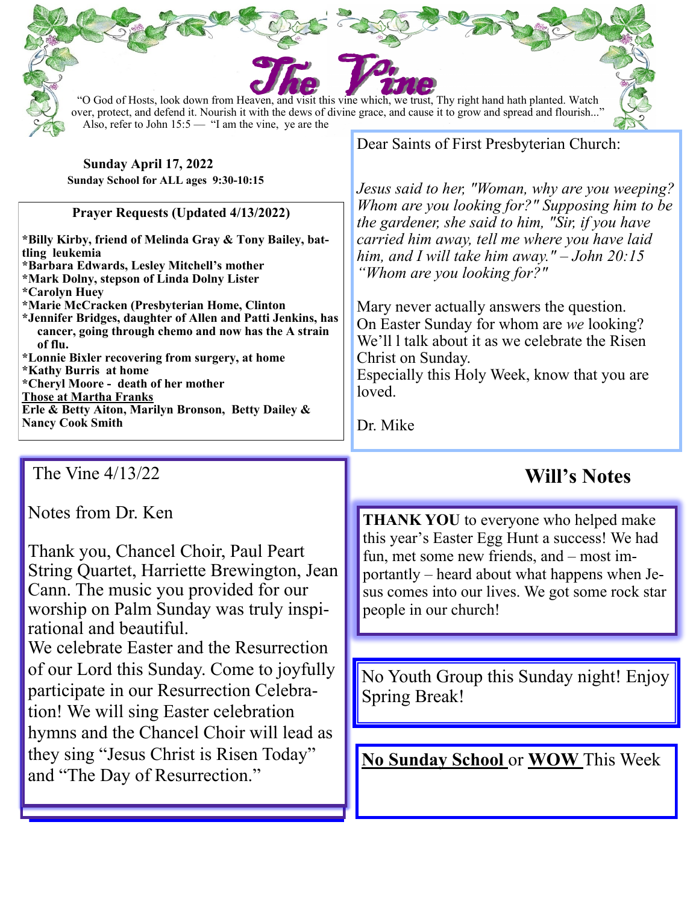# The Vine

"O God of Hosts, look down from Heaven, and visit this vine which, we trust, Thy right hand hath planted. Watch over, protect, and defend it. Nourish it with the dews of divine grace, and cause it to grow and spread and flourish..."
Also, refer to John 15:5 — "I am the vine, ye are the

**Sunday April 17, 2022**
**Sunday School for ALL ages 9:30-10:15**

**Prayer Requests (Updated 4/13/2022)**

**\*Billy Kirby, friend of Melinda Gray & Tony Bailey, battling leukemia**
**\*Barbara Edwards, Lesley Mitchell's mother**
**\*Mark Dolny, stepson of Linda Dolny Lister**
**\*Carolyn Huey**
**\*Marie McCracken (Presbyterian Home, Clinton**
**\*Jennifer Bridges, daughter of Allen and Patti Jenkins, has cancer, going through chemo and now has the A strain of flu.**
**\*Lonnie Bixler recovering from surgery, at home**
**\*Kathy Burris at home**
**\*Cheryl Moore - death of her mother**
**<u>Those at Martha Franks</u>**
**Erle & Betty Aiton, Marilyn Bronson, Betty Dailey & Nancy Cook Smith**

Dear Saints of First Presbyterian Church:

*Jesus said to her, "Woman, why are you weeping? Whom are you looking for?" Supposing him to be the gardener, she said to him, "Sir, if you have carried him away, tell me where you have laid him, and I will take him away." – John 20:15*
*"Whom are you looking for?"*

Mary never actually answers the question.
On Easter Sunday for whom are *we* looking?
We'll l talk about it as we celebrate the Risen Christ on Sunday.
Especially this Holy Week, know that you are loved.

Dr. Mike

The Vine 4/13/22

Notes from Dr. Ken

Thank you, Chancel Choir, Paul Peart String Quartet, Harriette Brewington, Jean Cann. The music you provided for our worship on Palm Sunday was truly inspirational and beautiful.
We celebrate Easter and the Resurrection of our Lord this Sunday. Come to joyfully participate in our Resurrection Celebration! We will sing Easter celebration hymns and the Chancel Choir will lead as they sing "Jesus Christ is Risen Today" and "The Day of Resurrection."

## Will's Notes

**THANK YOU** to everyone who helped make this year's Easter Egg Hunt a success! We had fun, met some new friends, and – most importantly – heard about what happens when Jesus comes into our lives. We got some rock star people in our church!

No Youth Group this Sunday night! Enjoy Spring Break!

**<u>No Sunday School</u>** or **<u>WOW</u>** This Week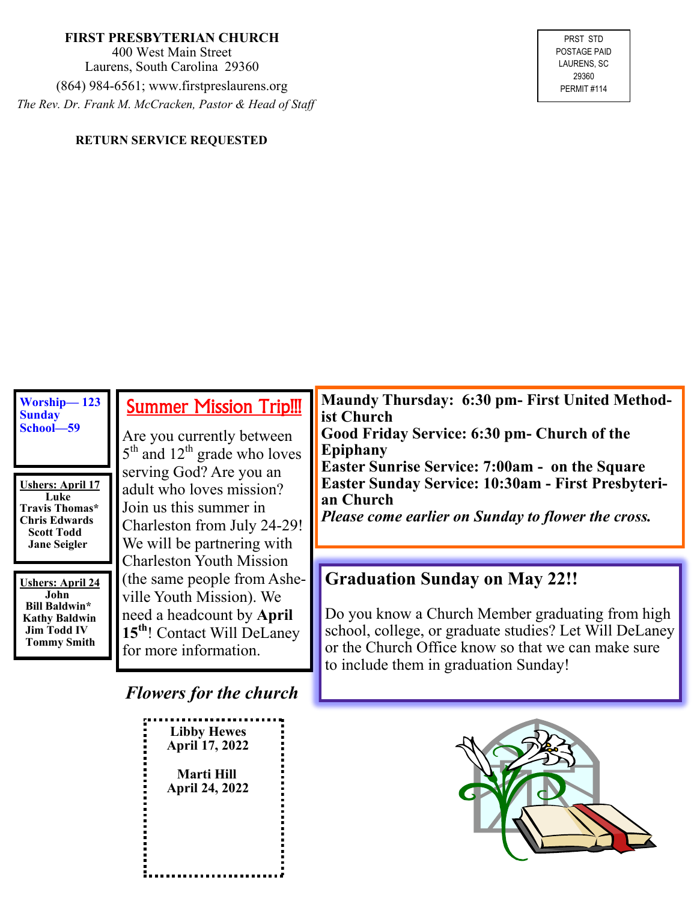**FIRST PRESBYTERIAN CHURCH**
400 West Main Street
Laurens, South Carolina 29360
(864) 984-6561; www.firstpreslaurens.org
*The Rev. Dr. Frank M. McCracken, Pastor & Head of Staff*

**RETURN SERVICE REQUESTED**

PRST STD
POSTAGE PAID
LAURENS, SC
29360
PERMIT #114

**Worship— 123**
**Sunday School—59**

**Ushers: April 17**
**Luke**
**Travis Thomas\***
**Chris Edwards**
**Scott Todd**
**Jane Seigler**

**Ushers: April 24**
**John**
**Bill Baldwin\***
**Kathy Baldwin**
**Jim Todd IV**
**Tommy Smith**

## Summer Mission Trip!!!

Are you currently between 5th and 12th grade who loves serving God? Are you an adult who loves mission? Join us this summer in Charleston from July 24-29! We will be partnering with Charleston Youth Mission (the same people from Asheville Youth Mission). We need a headcount by **April 15th**! Contact Will DeLaney for more information.

## *Flowers for the church*

**Libby Hewes**
**April 17, 2022**

**Marti Hill**
**April 24, 2022**

**Maundy Thursday: 6:30 pm- First United Methodist Church**
**Good Friday Service: 6:30 pm- Church of the Epiphany**
**Easter Sunrise Service: 7:00am - on the Square**
**Easter Sunday Service: 10:30am - First Presbyterian Church**
***Please come earlier on Sunday to flower the cross.***

## Graduation Sunday on May 22!!

Do you know a Church Member graduating from high school, college, or graduate studies? Let Will DeLaney or the Church Office know so that we can make sure to include them in graduation Sunday!